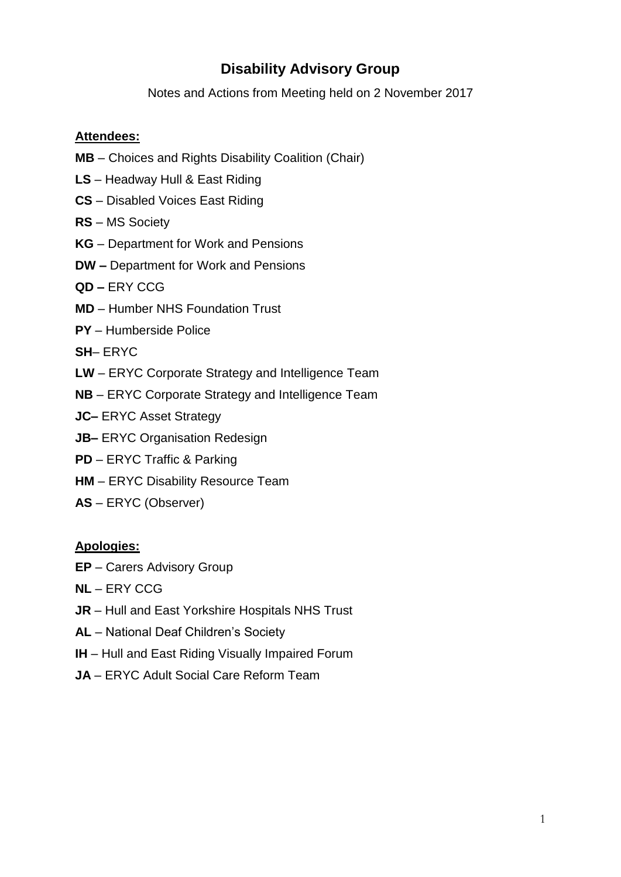# Disability Advisory Group

Notes and Actions from Meeting held on 2 November 2017

**Attendees:**

**MB** – Choices and Rights Disability Coalition (Chair)

**LS** – Headway Hull & East Riding

**CS** – Disabled Voices East Riding

**RS** – MS Society

**KG** – Department for Work and Pensions

**DW –** Department for Work and Pensions

**QD –** ERY CCG

**MD** – Humber NHS Foundation Trust

**PY** – Humberside Police

**SH**– ERYC

**LW** – ERYC Corporate Strategy and Intelligence Team

**NB** – ERYC Corporate Strategy and Intelligence Team

**JC–** ERYC Asset Strategy

**JB–** ERYC Organisation Redesign

**PD** – ERYC Traffic & Parking

**HM** – ERYC Disability Resource Team

**AS** – ERYC (Observer)

**Apologies:**

**EP** – Carers Advisory Group

**NL** – ERY CCG

**JR** – Hull and East Yorkshire Hospitals NHS Trust

**AL** – National Deaf Children's Society

**IH** – Hull and East Riding Visually Impaired Forum

**JA** – ERYC Adult Social Care Reform Team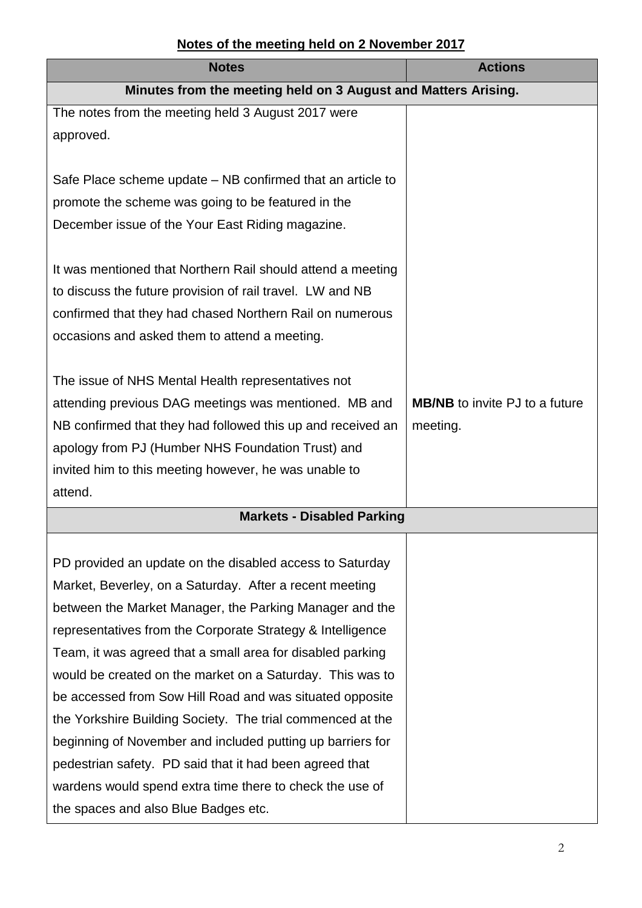**Notes of the meeting held on 2 November 2017**

| Notes | Actions |
| --- | --- |
| **Minutes from the meeting held on 3 August and Matters Arising.** | |
| The notes from the meeting held 3 August 2017 were approved.<br><br>Safe Place scheme update – NB confirmed that an article to promote the scheme was going to be featured in the December issue of the Your East Riding magazine.<br><br>It was mentioned that Northern Rail should attend a meeting to discuss the future provision of rail travel. LW and NB confirmed that they had chased Northern Rail on numerous occasions and asked them to attend a meeting.<br><br>The issue of NHS Mental Health representatives not attending previous DAG meetings was mentioned. MB and NB confirmed that they had followed this up and received an apology from PJ (Humber NHS Foundation Trust) and invited him to this meeting however, he was unable to attend. | **MB/NB** to invite PJ to a future meeting. |
| **Markets - Disabled Parking** | |
| PD provided an update on the disabled access to Saturday Market, Beverley, on a Saturday. After a recent meeting between the Market Manager, the Parking Manager and the representatives from the Corporate Strategy & Intelligence Team, it was agreed that a small area for disabled parking would be created on the market on a Saturday. This was to be accessed from Sow Hill Road and was situated opposite the Yorkshire Building Society. The trial commenced at the beginning of November and included putting up barriers for pedestrian safety. PD said that it had been agreed that wardens would spend extra time there to check the use of the spaces and also Blue Badges etc. | |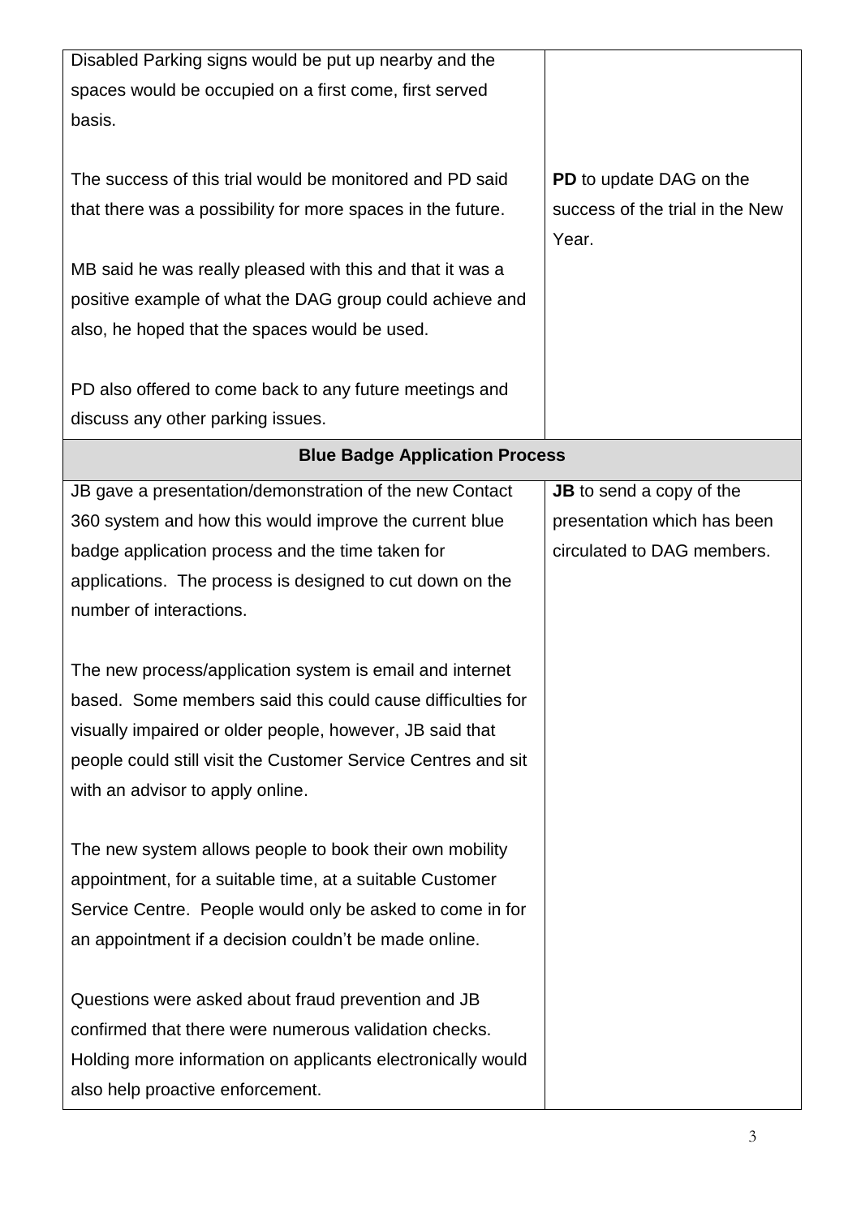| | |
|---|---|
| Disabled Parking signs would be put up nearby and the spaces would be occupied on a first come, first served basis.<br><br>The success of this trial would be monitored and PD said that there was a possibility for more spaces in the future.<br><br>MB said he was really pleased with this and that it was a positive example of what the DAG group could achieve and also, he hoped that the spaces would be used.<br><br>PD also offered to come back to any future meetings and discuss any other parking issues. | <br><br><br>**PD** to update DAG on the success of the trial in the New Year. |
| **Blue Badge Application Process** | |
| JB gave a presentation/demonstration of the new Contact 360 system and how this would improve the current blue badge application process and the time taken for applications. The process is designed to cut down on the number of interactions.<br><br>The new process/application system is email and internet based. Some members said this could cause difficulties for visually impaired or older people, however, JB said that people could still visit the Customer Service Centres and sit with an advisor to apply online.<br><br>The new system allows people to book their own mobility appointment, for a suitable time, at a suitable Customer Service Centre. People would only be asked to come in for an appointment if a decision couldn't be made online.<br><br>Questions were asked about fraud prevention and JB confirmed that there were numerous validation checks. Holding more information on applicants electronically would also help proactive enforcement. | **JB** to send a copy of the presentation which has been circulated to DAG members. |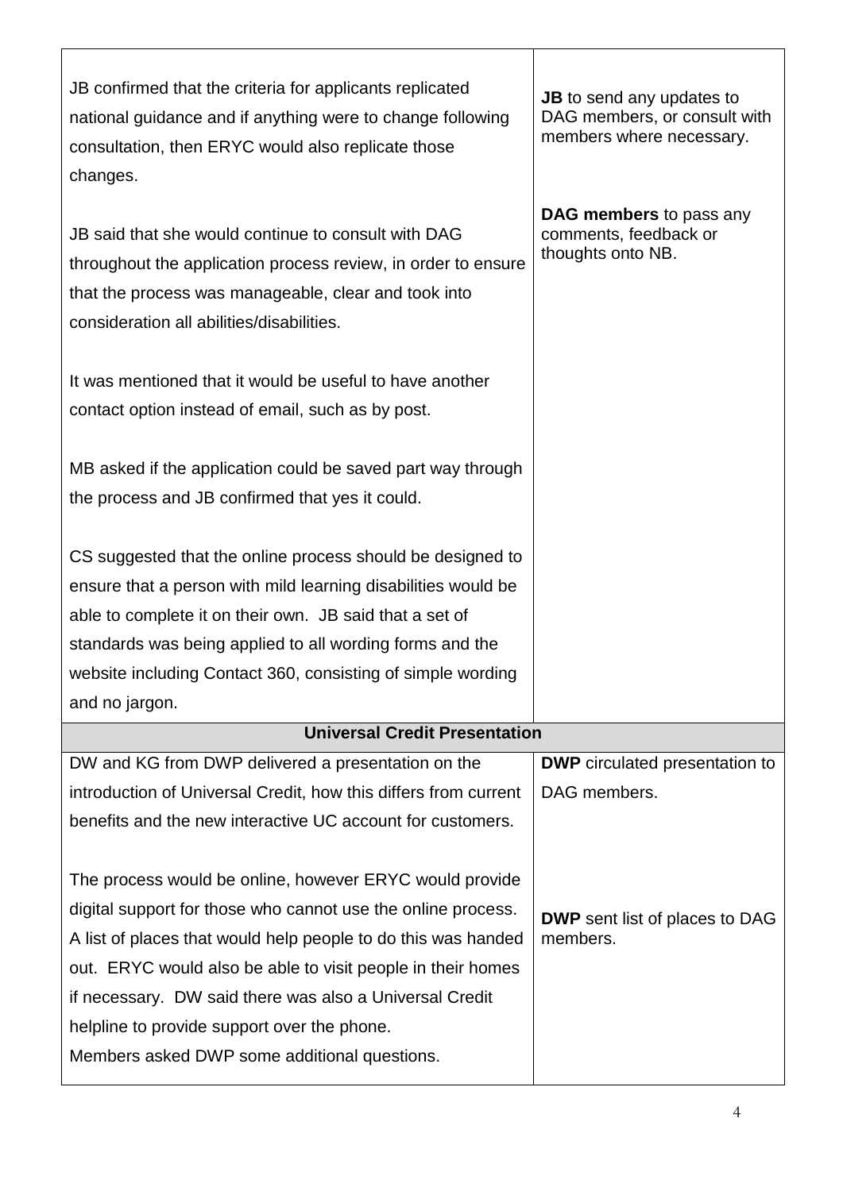| | |
|---|---|
| JB confirmed that the criteria for applicants replicated national guidance and if anything were to change following consultation, then ERYC would also replicate those changes.<br><br>JB said that she would continue to consult with DAG throughout the application process review, in order to ensure that the process was manageable, clear and took into consideration all abilities/disabilities.<br><br>It was mentioned that it would be useful to have another contact option instead of email, such as by post.<br><br>MB asked if the application could be saved part way through the process and JB confirmed that yes it could.<br><br>CS suggested that the online process should be designed to ensure that a person with mild learning disabilities would be able to complete it on their own. JB said that a set of standards was being applied to all wording forms and the website including Contact 360, consisting of simple wording and no jargon. | **JB** to send any updates to DAG members, or consult with members where necessary.<br><br>**DAG members** to pass any comments, feedback or thoughts onto NB. |
| **Universal Credit Presentation** | |
| DW and KG from DWP delivered a presentation on the introduction of Universal Credit, how this differs from current benefits and the new interactive UC account for customers.<br><br>The process would be online, however ERYC would provide digital support for those who cannot use the online process. A list of places that would help people to do this was handed out. ERYC would also be able to visit people in their homes if necessary. DW said there was also a Universal Credit helpline to provide support over the phone.<br>Members asked DWP some additional questions. | **DWP** circulated presentation to DAG members.<br><br>**DWP** sent list of places to DAG members. |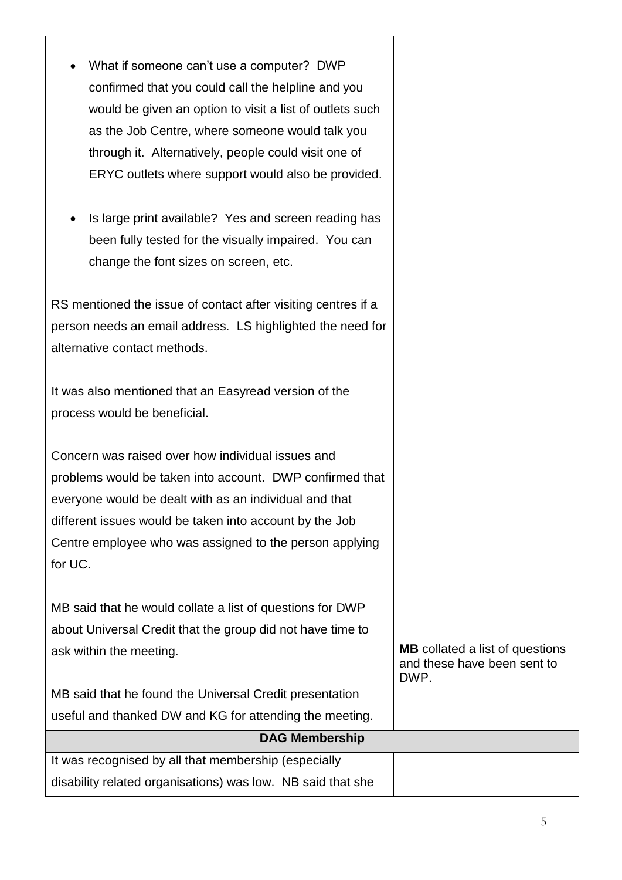| | |
|---|---|
| • What if someone can't use a computer? DWP confirmed that you could call the helpline and you would be given an option to visit a list of outlets such as the Job Centre, where someone would talk you through it. Alternatively, people could visit one of ERYC outlets where support would also be provided.<br><br>• Is large print available? Yes and screen reading has been fully tested for the visually impaired. You can change the font sizes on screen, etc.<br><br>RS mentioned the issue of contact after visiting centres if a person needs an email address. LS highlighted the need for alternative contact methods.<br><br>It was also mentioned that an Easyread version of the process would be beneficial.<br><br>Concern was raised over how individual issues and problems would be taken into account. DWP confirmed that everyone would be dealt with as an individual and that different issues would be taken into account by the Job Centre employee who was assigned to the person applying for UC.<br><br>MB said that he would collate a list of questions for DWP about Universal Credit that the group did not have time to ask within the meeting.<br><br>MB said that he found the Universal Credit presentation useful and thanked DW and KG for attending the meeting. | **MB** collated a list of questions and these have been sent to DWP. |
| **DAG Membership** | |
| It was recognised by all that membership (especially disability related organisations) was low. NB said that she | |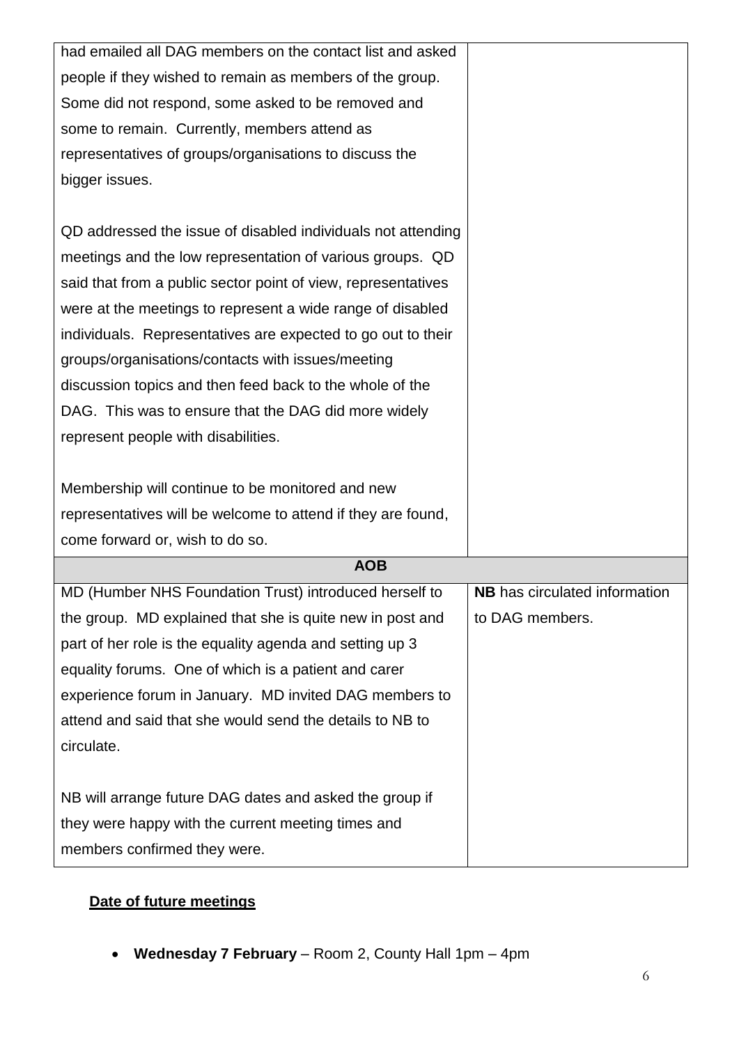| | |
|---|---|
| had emailed all DAG members on the contact list and asked people if they wished to remain as members of the group. Some did not respond, some asked to be removed and some to remain. Currently, members attend as representatives of groups/organisations to discuss the bigger issues.<br><br>QD addressed the issue of disabled individuals not attending meetings and the low representation of various groups. QD said that from a public sector point of view, representatives were at the meetings to represent a wide range of disabled individuals. Representatives are expected to go out to their groups/organisations/contacts with issues/meeting discussion topics and then feed back to the whole of the DAG. This was to ensure that the DAG did more widely represent people with disabilities.<br><br>Membership will continue to be monitored and new representatives will be welcome to attend if they are found, come forward or, wish to do so. | |
| **AOB** | |
| MD (Humber NHS Foundation Trust) introduced herself to the group. MD explained that she is quite new in post and part of her role is the equality agenda and setting up 3 equality forums. One of which is a patient and carer experience forum in January. MD invited DAG members to attend and said that she would send the details to NB to circulate.<br><br>NB will arrange future DAG dates and asked the group if they were happy with the current meeting times and members confirmed they were. | **NB** has circulated information to DAG members. |

**Date of future meetings**

- **Wednesday 7 February** – Room 2, County Hall 1pm – 4pm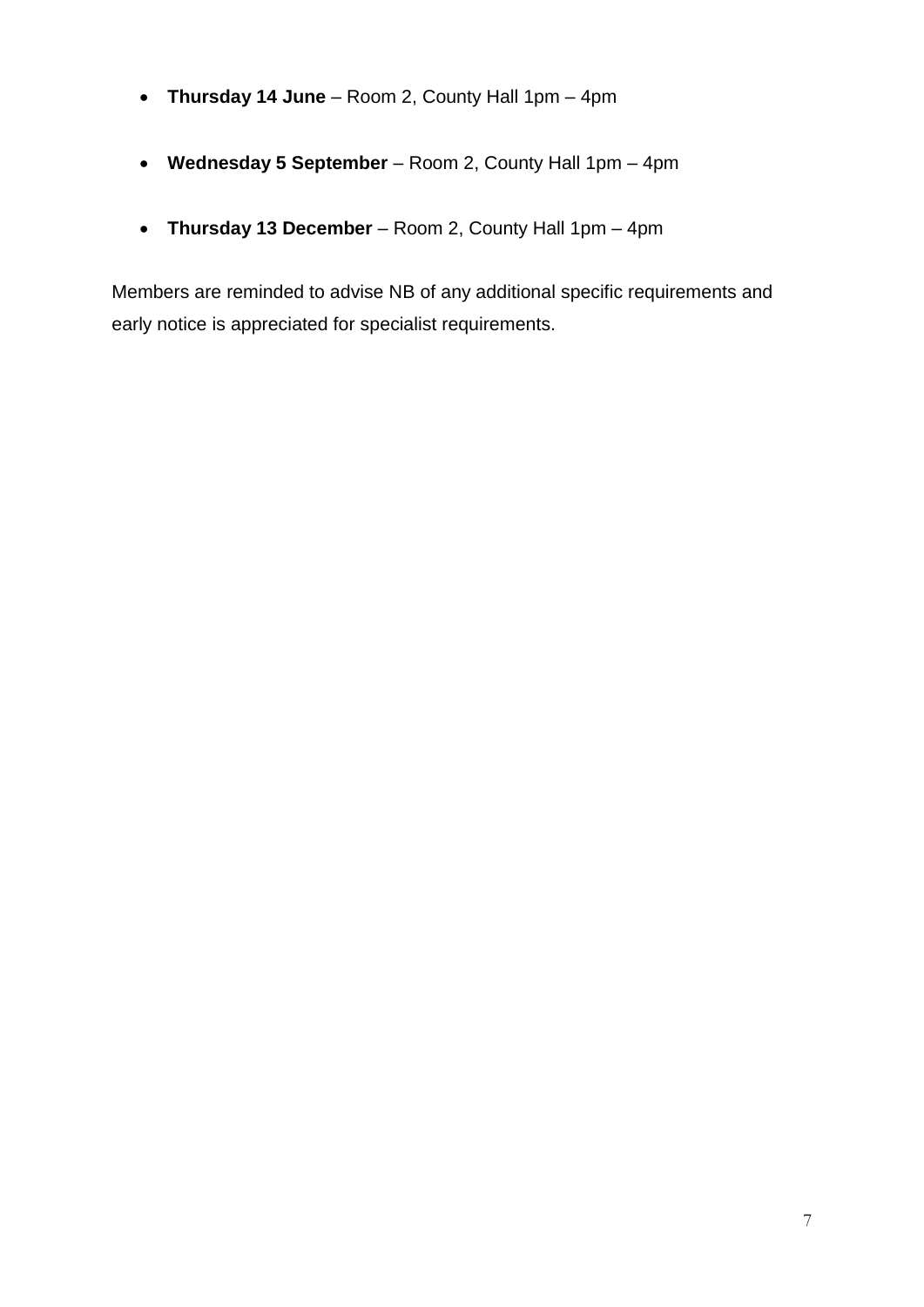- **Thursday 14 June** – Room 2, County Hall 1pm – 4pm

- **Wednesday 5 September** – Room 2, County Hall 1pm – 4pm

- **Thursday 13 December** – Room 2, County Hall 1pm – 4pm

Members are reminded to advise NB of any additional specific requirements and early notice is appreciated for specialist requirements.